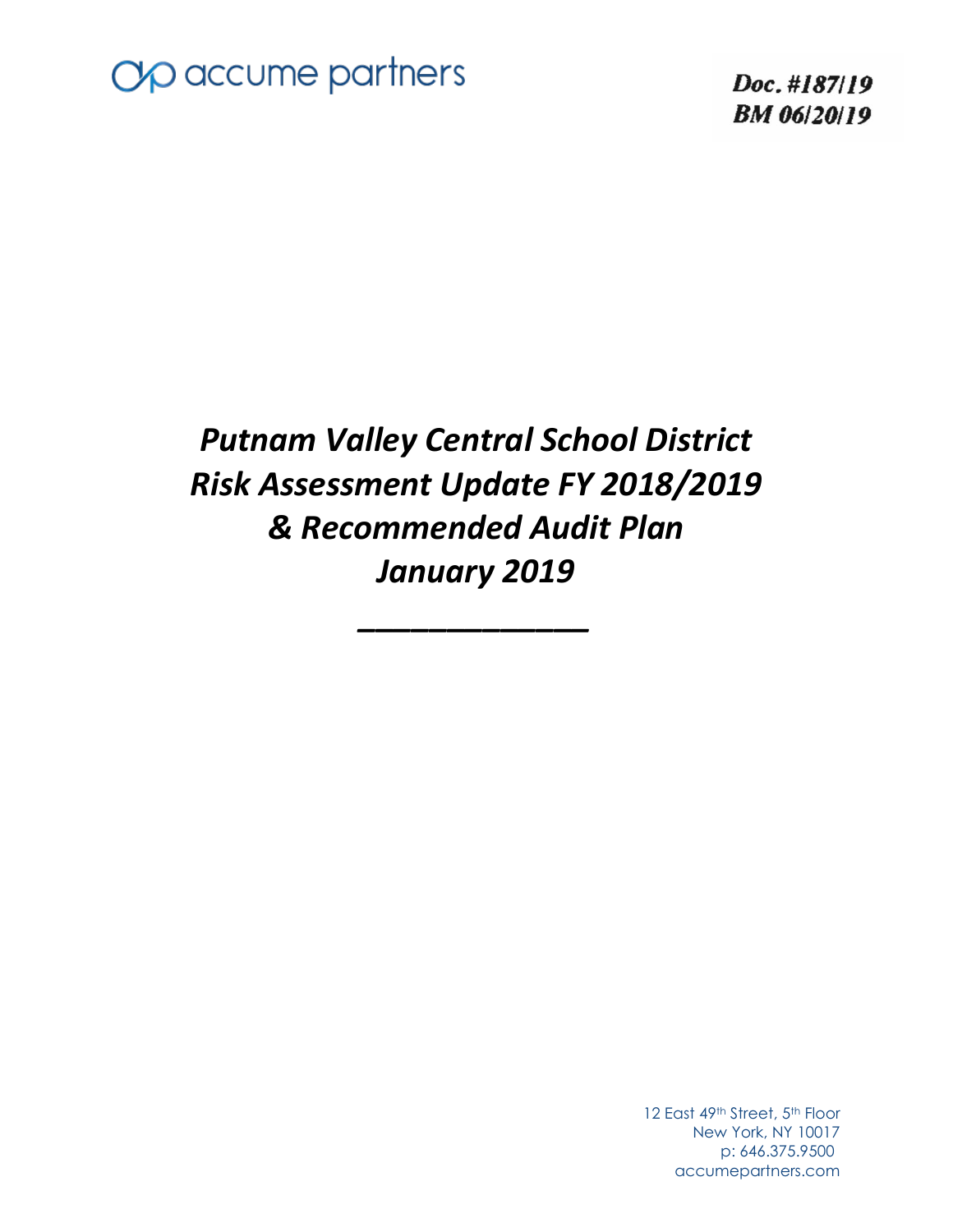accume partners

*Doc. #187/19*
*BM 06/20/19*

# *Putnam Valley Central School District Risk Assessment Update FY 2018/2019 & Recommended Audit Plan January 2019*

12 East 49th Street, 5th Floor
New York, NY 10017
p: 646.375.9500
accumepartners.com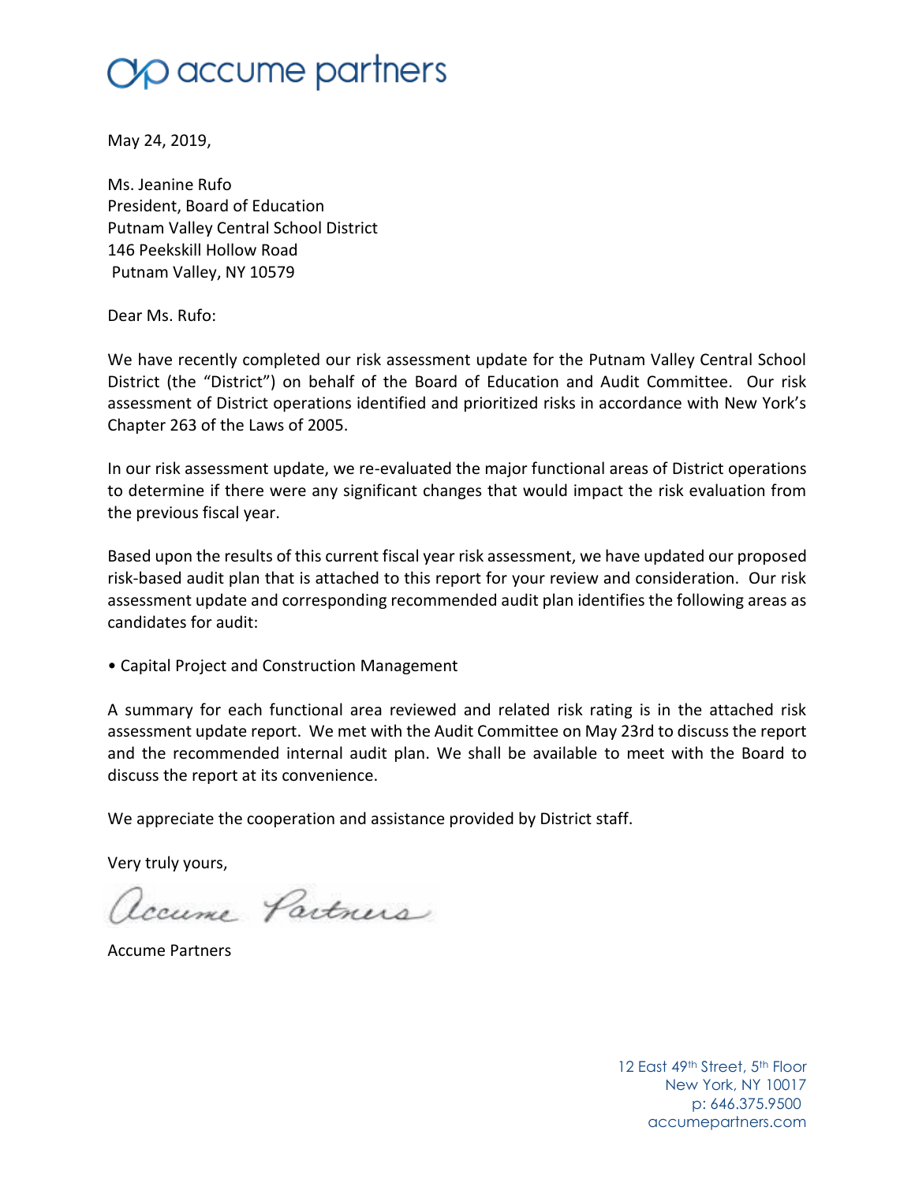accume partners

May 24, 2019,

Ms. Jeanine Rufo
President, Board of Education
Putnam Valley Central School District
146 Peekskill Hollow Road
Putnam Valley, NY 10579

Dear Ms. Rufo:

We have recently completed our risk assessment update for the Putnam Valley Central School District (the "District") on behalf of the Board of Education and Audit Committee. Our risk assessment of District operations identified and prioritized risks in accordance with New York's Chapter 263 of the Laws of 2005.

In our risk assessment update, we re-evaluated the major functional areas of District operations to determine if there were any significant changes that would impact the risk evaluation from the previous fiscal year.

Based upon the results of this current fiscal year risk assessment, we have updated our proposed risk-based audit plan that is attached to this report for your review and consideration. Our risk assessment update and corresponding recommended audit plan identifies the following areas as candidates for audit:

- Capital Project and Construction Management

A summary for each functional area reviewed and related risk rating is in the attached risk assessment update report. We met with the Audit Committee on May 23rd to discuss the report and the recommended internal audit plan. We shall be available to meet with the Board to discuss the report at its convenience.

We appreciate the cooperation and assistance provided by District staff.

Very truly yours,

Accume Partners

Accume Partners

12 East 49th Street, 5th Floor
New York, NY 10017
p: 646.375.9500
accumepartners.com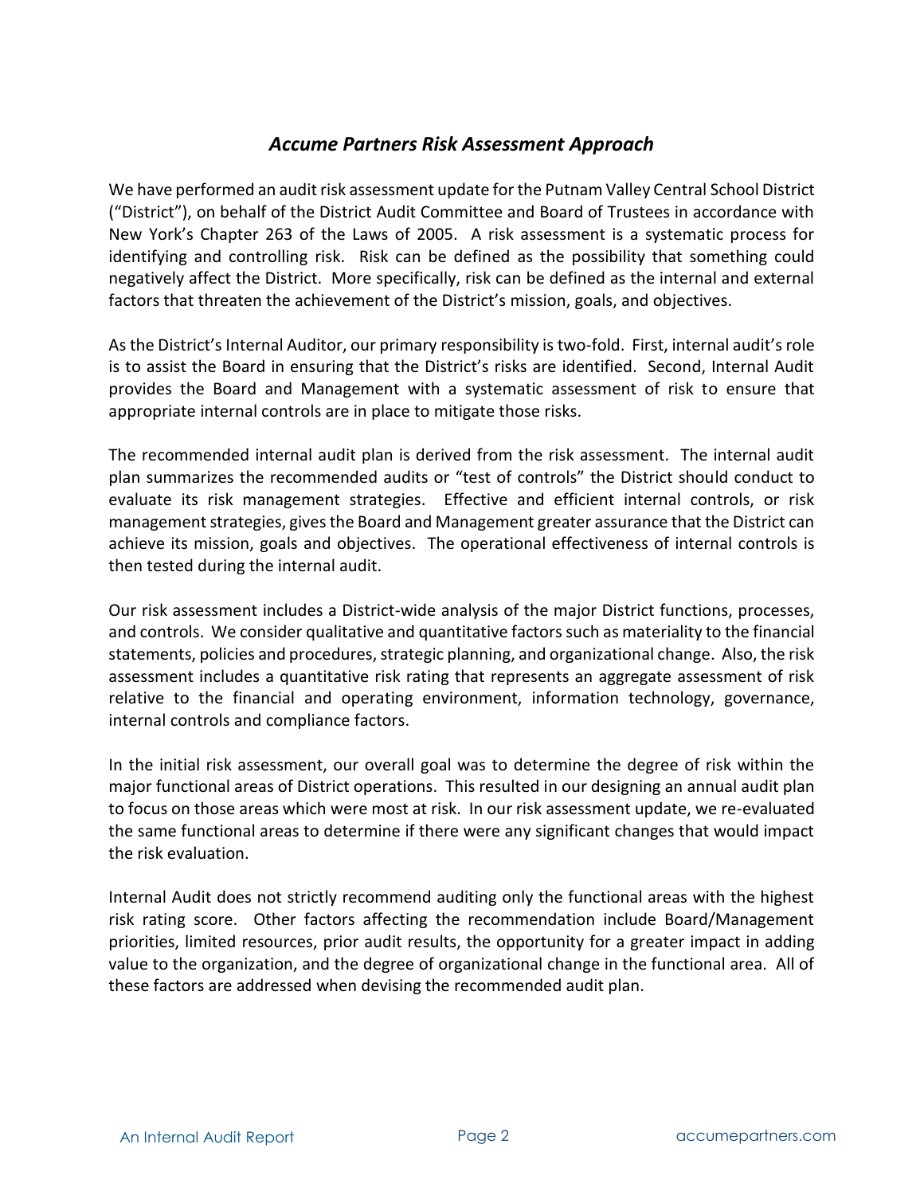## *Accume Partners Risk Assessment Approach*

We have performed an audit risk assessment update for the Putnam Valley Central School District ("District"), on behalf of the District Audit Committee and Board of Trustees in accordance with New York's Chapter 263 of the Laws of 2005. A risk assessment is a systematic process for identifying and controlling risk. Risk can be defined as the possibility that something could negatively affect the District. More specifically, risk can be defined as the internal and external factors that threaten the achievement of the District's mission, goals, and objectives.

As the District's Internal Auditor, our primary responsibility is two-fold. First, internal audit's role is to assist the Board in ensuring that the District's risks are identified. Second, Internal Audit provides the Board and Management with a systematic assessment of risk to ensure that appropriate internal controls are in place to mitigate those risks.

The recommended internal audit plan is derived from the risk assessment. The internal audit plan summarizes the recommended audits or "test of controls" the District should conduct to evaluate its risk management strategies. Effective and efficient internal controls, or risk management strategies, gives the Board and Management greater assurance that the District can achieve its mission, goals and objectives. The operational effectiveness of internal controls is then tested during the internal audit.

Our risk assessment includes a District-wide analysis of the major District functions, processes, and controls. We consider qualitative and quantitative factors such as materiality to the financial statements, policies and procedures, strategic planning, and organizational change. Also, the risk assessment includes a quantitative risk rating that represents an aggregate assessment of risk relative to the financial and operating environment, information technology, governance, internal controls and compliance factors.

In the initial risk assessment, our overall goal was to determine the degree of risk within the major functional areas of District operations. This resulted in our designing an annual audit plan to focus on those areas which were most at risk. In our risk assessment update, we re-evaluated the same functional areas to determine if there were any significant changes that would impact the risk evaluation.

Internal Audit does not strictly recommend auditing only the functional areas with the highest risk rating score. Other factors affecting the recommendation include Board/Management priorities, limited resources, prior audit results, the opportunity for a greater impact in adding value to the organization, and the degree of organizational change in the functional area. All of these factors are addressed when devising the recommended audit plan.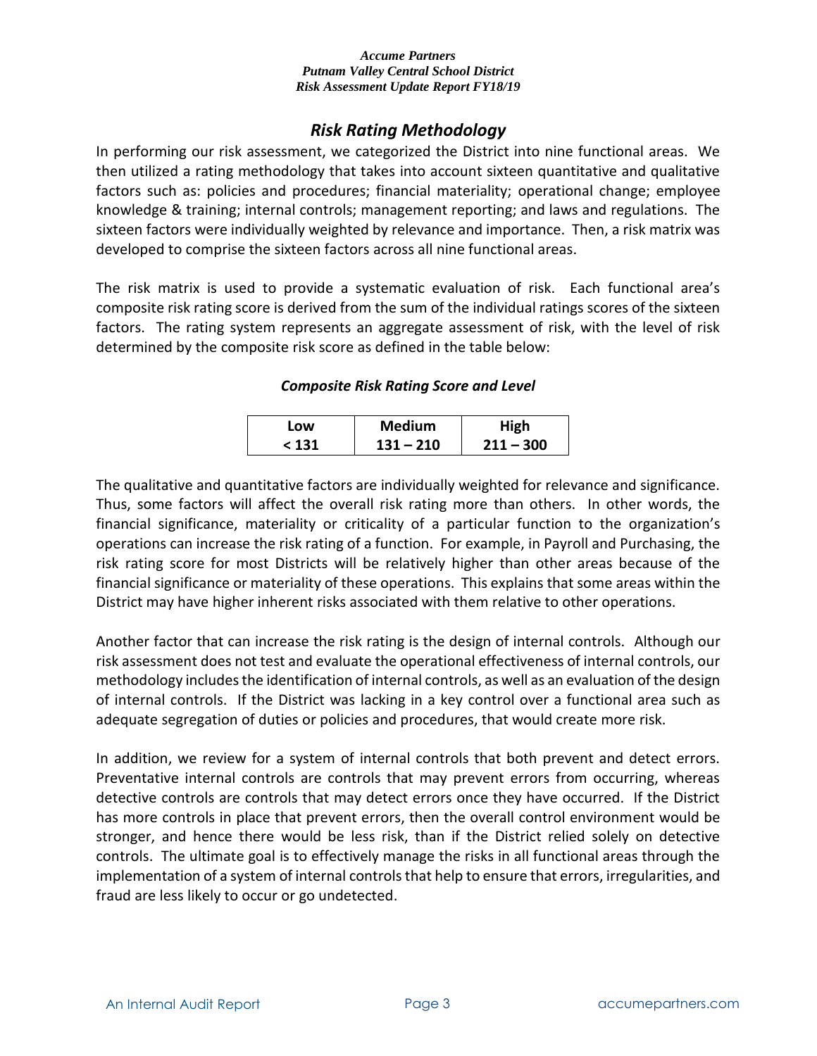## *Risk Rating Methodology*

In performing our risk assessment, we categorized the District into nine functional areas. We then utilized a rating methodology that takes into account sixteen quantitative and qualitative factors such as: policies and procedures; financial materiality; operational change; employee knowledge & training; internal controls; management reporting; and laws and regulations. The sixteen factors were individually weighted by relevance and importance. Then, a risk matrix was developed to comprise the sixteen factors across all nine functional areas.

The risk matrix is used to provide a systematic evaluation of risk. Each functional area's composite risk rating score is derived from the sum of the individual ratings scores of the sixteen factors. The rating system represents an aggregate assessment of risk, with the level of risk determined by the composite risk score as defined in the table below:

***Composite Risk Rating Score and Level***

| Low | Medium | High |
|---|---|---|
| < 131 | 131 – 210 | 211 – 300 |

The qualitative and quantitative factors are individually weighted for relevance and significance. Thus, some factors will affect the overall risk rating more than others. In other words, the financial significance, materiality or criticality of a particular function to the organization's operations can increase the risk rating of a function. For example, in Payroll and Purchasing, the risk rating score for most Districts will be relatively higher than other areas because of the financial significance or materiality of these operations. This explains that some areas within the District may have higher inherent risks associated with them relative to other operations.

Another factor that can increase the risk rating is the design of internal controls. Although our risk assessment does not test and evaluate the operational effectiveness of internal controls, our methodology includes the identification of internal controls, as well as an evaluation of the design of internal controls. If the District was lacking in a key control over a functional area such as adequate segregation of duties or policies and procedures, that would create more risk.

In addition, we review for a system of internal controls that both prevent and detect errors. Preventative internal controls are controls that may prevent errors from occurring, whereas detective controls are controls that may detect errors once they have occurred. If the District has more controls in place that prevent errors, then the overall control environment would be stronger, and hence there would be less risk, than if the District relied solely on detective controls. The ultimate goal is to effectively manage the risks in all functional areas through the implementation of a system of internal controls that help to ensure that errors, irregularities, and fraud are less likely to occur or go undetected.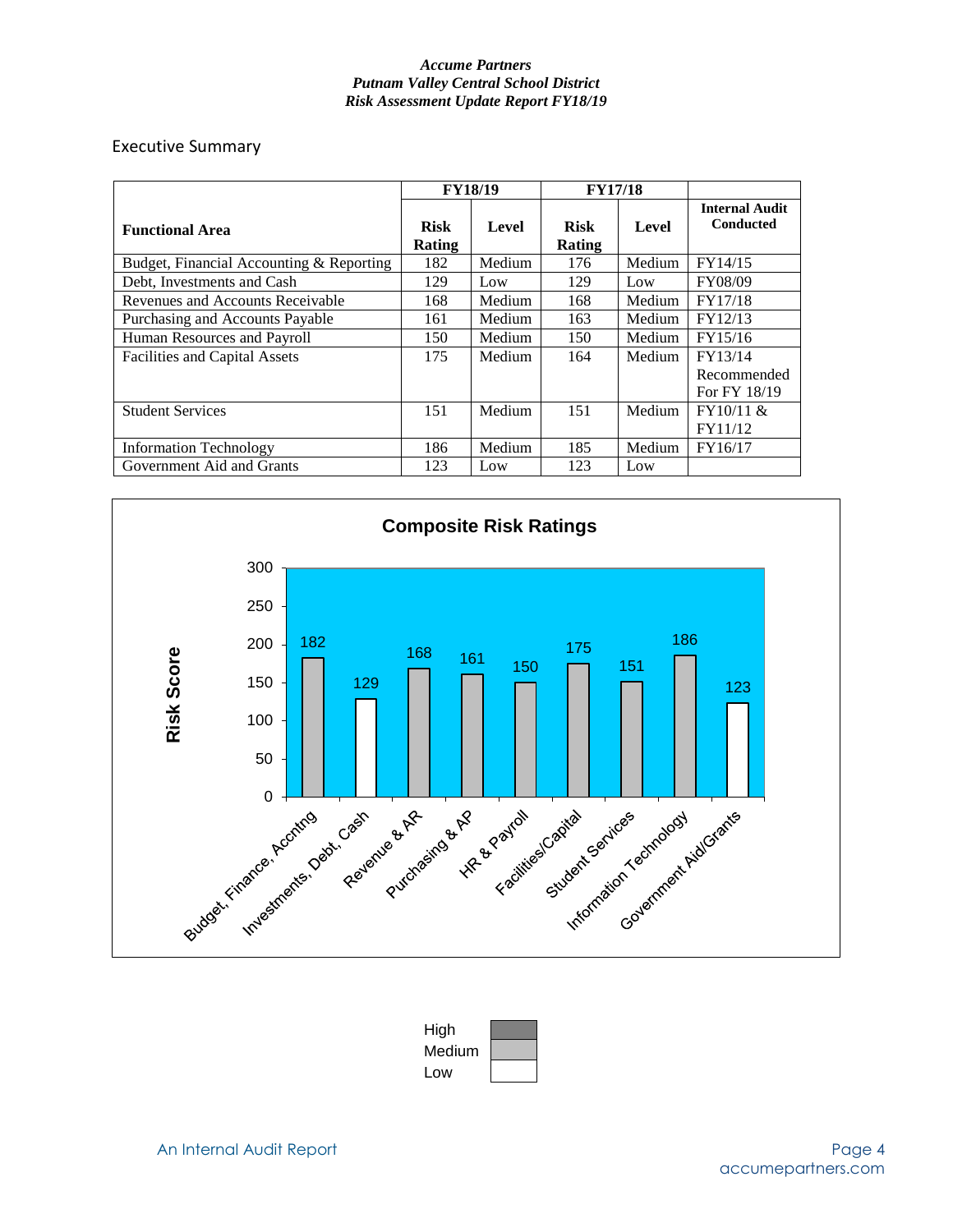## Executive Summary

| Functional Area | FY18/19 | | FY17/18 | | |
|---|---|---|---|---|---|
| | Risk Rating | Level | Risk Rating | Level | Internal Audit Conducted |
| Budget, Financial Accounting & Reporting | 182 | Medium | 176 | Medium | FY14/15 |
| Debt, Investments and Cash | 129 | Low | 129 | Low | FY08/09 |
| Revenues and Accounts Receivable | 168 | Medium | 168 | Medium | FY17/18 |
| Purchasing and Accounts Payable | 161 | Medium | 163 | Medium | FY12/13 |
| Human Resources and Payroll | 150 | Medium | 150 | Medium | FY15/16 |
| Facilities and Capital Assets | 175 | Medium | 164 | Medium | FY13/14 Recommended For FY 18/19 |
| Student Services | 151 | Medium | 151 | Medium | FY10/11 & FY11/12 |
| Information Technology | 186 | Medium | 185 | Medium | FY16/17 |
| Government Aid and Grants | 123 | Low | 123 | Low | |

**Composite Risk Ratings**

| Functional Area | Risk Score | Level |
|---|---|---|
| Budget, Finance, Accntng | 182 | Medium |
| Investments, Debt, Cash | 129 | Low |
| Revenue & AR | 168 | Medium |
| Purchasing & AP | 161 | Medium |
| HR & Payroll | 150 | Medium |
| Facilities/Capital | 175 | Medium |
| Student Services | 151 | Medium |
| Information Technology | 186 | Medium |
| Government Aid/Grants | 123 | Low |

Legend: High, Medium, Low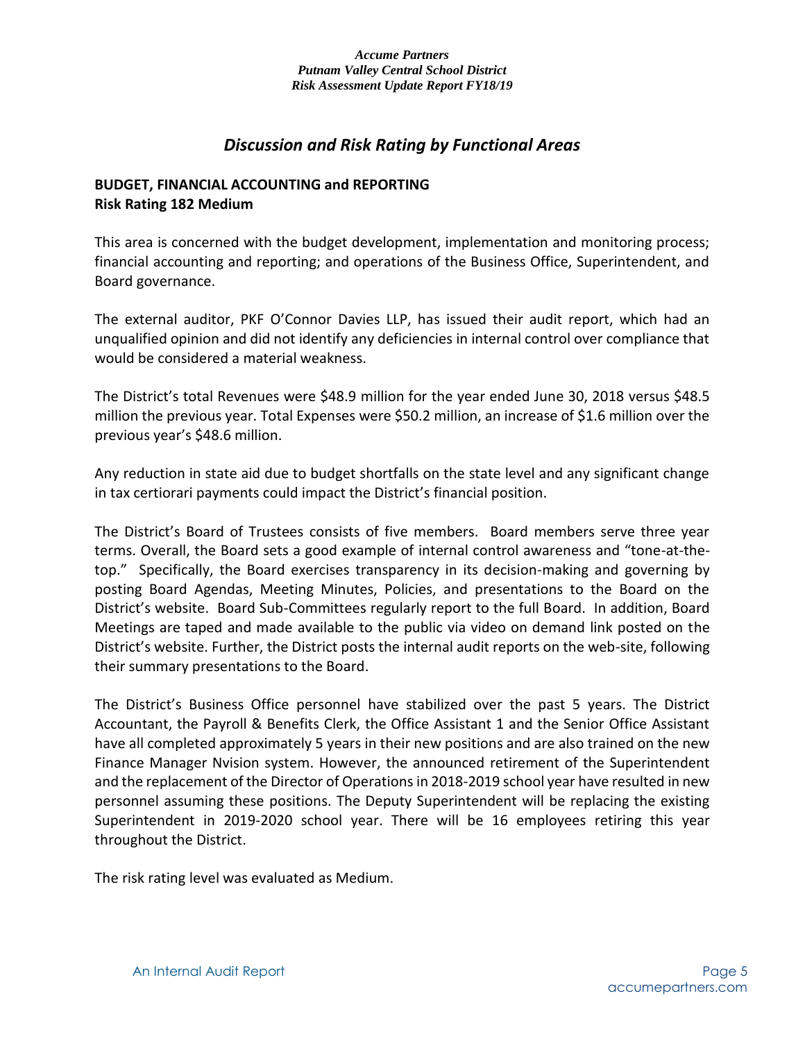## *Discussion and Risk Rating by Functional Areas*

**BUDGET, FINANCIAL ACCOUNTING and REPORTING**
**Risk Rating 182 Medium**

This area is concerned with the budget development, implementation and monitoring process; financial accounting and reporting; and operations of the Business Office, Superintendent, and Board governance.

The external auditor, PKF O'Connor Davies LLP, has issued their audit report, which had an unqualified opinion and did not identify any deficiencies in internal control over compliance that would be considered a material weakness.

The District's total Revenues were $48.9 million for the year ended June 30, 2018 versus $48.5 million the previous year. Total Expenses were $50.2 million, an increase of $1.6 million over the previous year's $48.6 million.

Any reduction in state aid due to budget shortfalls on the state level and any significant change in tax certiorari payments could impact the District's financial position.

The District's Board of Trustees consists of five members. Board members serve three year terms. Overall, the Board sets a good example of internal control awareness and "tone-at-the-top." Specifically, the Board exercises transparency in its decision-making and governing by posting Board Agendas, Meeting Minutes, Policies, and presentations to the Board on the District's website. Board Sub-Committees regularly report to the full Board. In addition, Board Meetings are taped and made available to the public via video on demand link posted on the District's website. Further, the District posts the internal audit reports on the web-site, following their summary presentations to the Board.

The District's Business Office personnel have stabilized over the past 5 years. The District Accountant, the Payroll & Benefits Clerk, the Office Assistant 1 and the Senior Office Assistant have all completed approximately 5 years in their new positions and are also trained on the new Finance Manager Nvision system. However, the announced retirement of the Superintendent and the replacement of the Director of Operations in 2018-2019 school year have resulted in new personnel assuming these positions. The Deputy Superintendent will be replacing the existing Superintendent in 2019-2020 school year. There will be 16 employees retiring this year throughout the District.

The risk rating level was evaluated as Medium.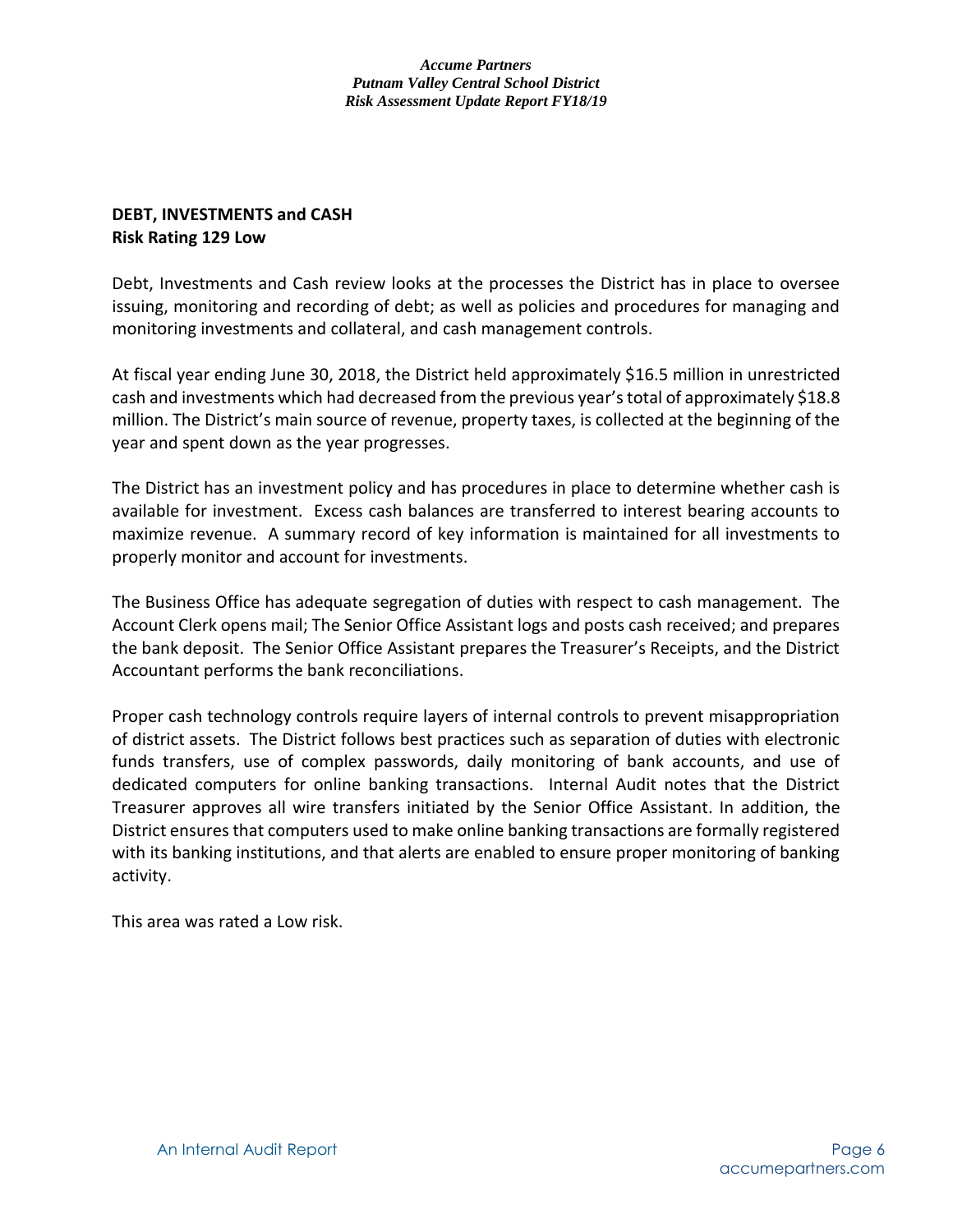**DEBT, INVESTMENTS and CASH**
**Risk Rating 129 Low**

Debt, Investments and Cash review looks at the processes the District has in place to oversee issuing, monitoring and recording of debt; as well as policies and procedures for managing and monitoring investments and collateral, and cash management controls.

At fiscal year ending June 30, 2018, the District held approximately $16.5 million in unrestricted cash and investments which had decreased from the previous year's total of approximately $18.8 million. The District's main source of revenue, property taxes, is collected at the beginning of the year and spent down as the year progresses.

The District has an investment policy and has procedures in place to determine whether cash is available for investment. Excess cash balances are transferred to interest bearing accounts to maximize revenue. A summary record of key information is maintained for all investments to properly monitor and account for investments.

The Business Office has adequate segregation of duties with respect to cash management. The Account Clerk opens mail; The Senior Office Assistant logs and posts cash received; and prepares the bank deposit. The Senior Office Assistant prepares the Treasurer's Receipts, and the District Accountant performs the bank reconciliations.

Proper cash technology controls require layers of internal controls to prevent misappropriation of district assets. The District follows best practices such as separation of duties with electronic funds transfers, use of complex passwords, daily monitoring of bank accounts, and use of dedicated computers for online banking transactions. Internal Audit notes that the District Treasurer approves all wire transfers initiated by the Senior Office Assistant. In addition, the District ensures that computers used to make online banking transactions are formally registered with its banking institutions, and that alerts are enabled to ensure proper monitoring of banking activity.

This area was rated a Low risk.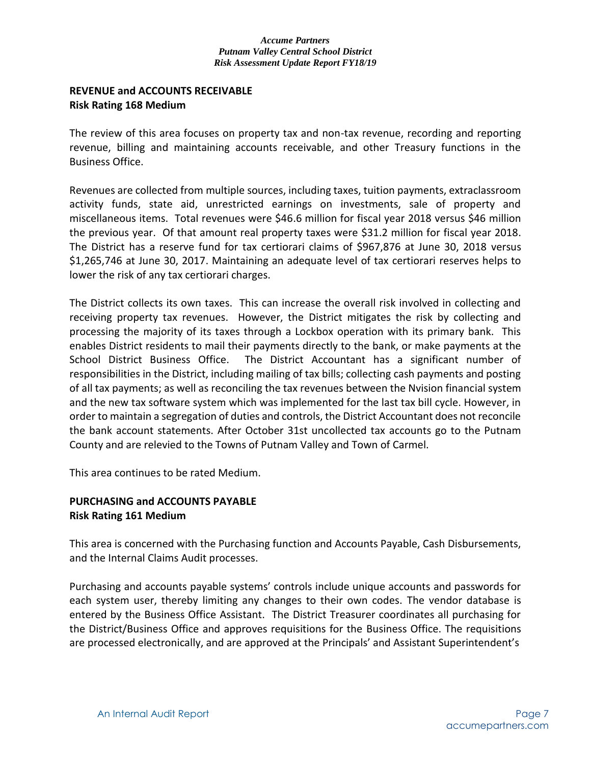**REVENUE and ACCOUNTS RECEIVABLE**
**Risk Rating 168 Medium**

The review of this area focuses on property tax and non-tax revenue, recording and reporting revenue, billing and maintaining accounts receivable, and other Treasury functions in the Business Office.

Revenues are collected from multiple sources, including taxes, tuition payments, extraclassroom activity funds, state aid, unrestricted earnings on investments, sale of property and miscellaneous items. Total revenues were $46.6 million for fiscal year 2018 versus $46 million the previous year. Of that amount real property taxes were $31.2 million for fiscal year 2018. The District has a reserve fund for tax certiorari claims of $967,876 at June 30, 2018 versus $1,265,746 at June 30, 2017. Maintaining an adequate level of tax certiorari reserves helps to lower the risk of any tax certiorari charges.

The District collects its own taxes. This can increase the overall risk involved in collecting and receiving property tax revenues. However, the District mitigates the risk by collecting and processing the majority of its taxes through a Lockbox operation with its primary bank. This enables District residents to mail their payments directly to the bank, or make payments at the School District Business Office. The District Accountant has a significant number of responsibilities in the District, including mailing of tax bills; collecting cash payments and posting of all tax payments; as well as reconciling the tax revenues between the Nvision financial system and the new tax software system which was implemented for the last tax bill cycle. However, in order to maintain a segregation of duties and controls, the District Accountant does not reconcile the bank account statements. After October 31st uncollected tax accounts go to the Putnam County and are relevied to the Towns of Putnam Valley and Town of Carmel.

This area continues to be rated Medium.

**PURCHASING and ACCOUNTS PAYABLE**
**Risk Rating 161 Medium**

This area is concerned with the Purchasing function and Accounts Payable, Cash Disbursements, and the Internal Claims Audit processes.

Purchasing and accounts payable systems' controls include unique accounts and passwords for each system user, thereby limiting any changes to their own codes. The vendor database is entered by the Business Office Assistant. The District Treasurer coordinates all purchasing for the District/Business Office and approves requisitions for the Business Office. The requisitions are processed electronically, and are approved at the Principals' and Assistant Superintendent's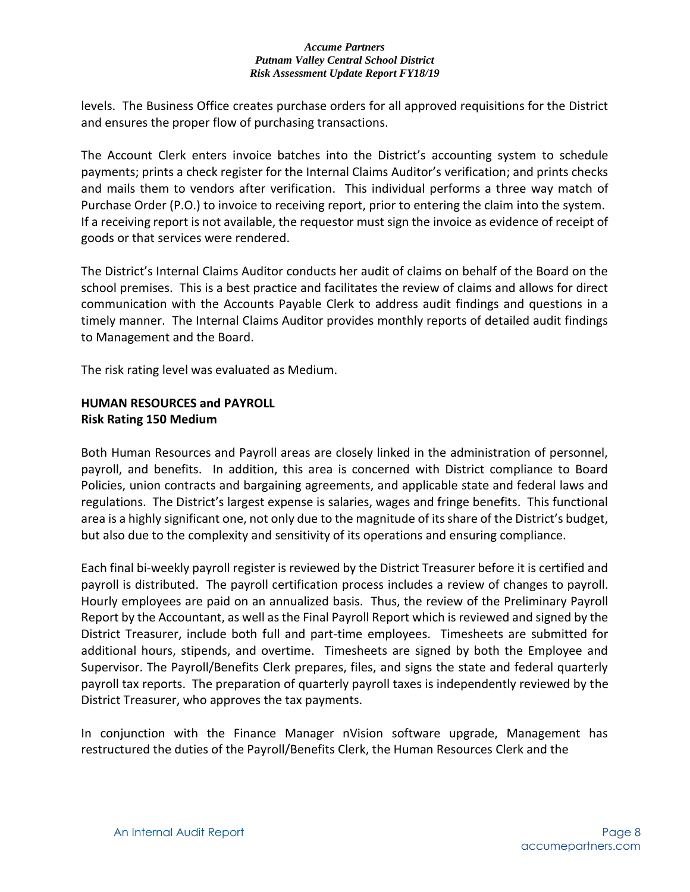levels. The Business Office creates purchase orders for all approved requisitions for the District and ensures the proper flow of purchasing transactions.

The Account Clerk enters invoice batches into the District's accounting system to schedule payments; prints a check register for the Internal Claims Auditor's verification; and prints checks and mails them to vendors after verification. This individual performs a three way match of Purchase Order (P.O.) to invoice to receiving report, prior to entering the claim into the system. If a receiving report is not available, the requestor must sign the invoice as evidence of receipt of goods or that services were rendered.

The District's Internal Claims Auditor conducts her audit of claims on behalf of the Board on the school premises. This is a best practice and facilitates the review of claims and allows for direct communication with the Accounts Payable Clerk to address audit findings and questions in a timely manner. The Internal Claims Auditor provides monthly reports of detailed audit findings to Management and the Board.

The risk rating level was evaluated as Medium.

**HUMAN RESOURCES and PAYROLL**
**Risk Rating 150 Medium**

Both Human Resources and Payroll areas are closely linked in the administration of personnel, payroll, and benefits. In addition, this area is concerned with District compliance to Board Policies, union contracts and bargaining agreements, and applicable state and federal laws and regulations. The District's largest expense is salaries, wages and fringe benefits. This functional area is a highly significant one, not only due to the magnitude of its share of the District's budget, but also due to the complexity and sensitivity of its operations and ensuring compliance.

Each final bi-weekly payroll register is reviewed by the District Treasurer before it is certified and payroll is distributed. The payroll certification process includes a review of changes to payroll. Hourly employees are paid on an annualized basis. Thus, the review of the Preliminary Payroll Report by the Accountant, as well as the Final Payroll Report which is reviewed and signed by the District Treasurer, include both full and part-time employees. Timesheets are submitted for additional hours, stipends, and overtime. Timesheets are signed by both the Employee and Supervisor. The Payroll/Benefits Clerk prepares, files, and signs the state and federal quarterly payroll tax reports. The preparation of quarterly payroll taxes is independently reviewed by the District Treasurer, who approves the tax payments.

In conjunction with the Finance Manager nVision software upgrade, Management has restructured the duties of the Payroll/Benefits Clerk, the Human Resources Clerk and the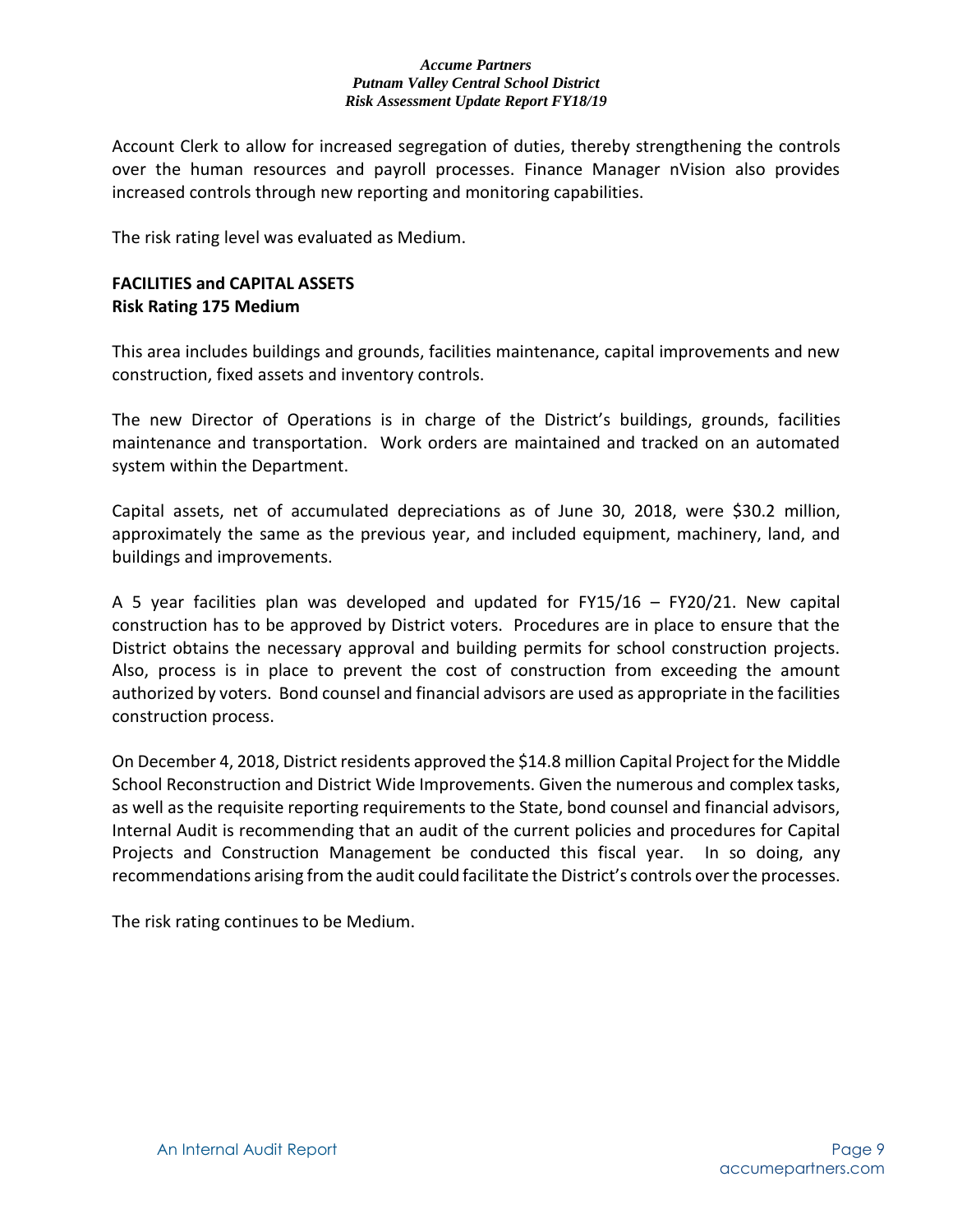Account Clerk to allow for increased segregation of duties, thereby strengthening the controls over the human resources and payroll processes. Finance Manager nVision also provides increased controls through new reporting and monitoring capabilities.

The risk rating level was evaluated as Medium.

**FACILITIES and CAPITAL ASSETS**
**Risk Rating 175 Medium**

This area includes buildings and grounds, facilities maintenance, capital improvements and new construction, fixed assets and inventory controls.

The new Director of Operations is in charge of the District's buildings, grounds, facilities maintenance and transportation. Work orders are maintained and tracked on an automated system within the Department.

Capital assets, net of accumulated depreciations as of June 30, 2018, were $30.2 million, approximately the same as the previous year, and included equipment, machinery, land, and buildings and improvements.

A 5 year facilities plan was developed and updated for FY15/16 – FY20/21. New capital construction has to be approved by District voters. Procedures are in place to ensure that the District obtains the necessary approval and building permits for school construction projects. Also, process is in place to prevent the cost of construction from exceeding the amount authorized by voters. Bond counsel and financial advisors are used as appropriate in the facilities construction process.

On December 4, 2018, District residents approved the $14.8 million Capital Project for the Middle School Reconstruction and District Wide Improvements. Given the numerous and complex tasks, as well as the requisite reporting requirements to the State, bond counsel and financial advisors, Internal Audit is recommending that an audit of the current policies and procedures for Capital Projects and Construction Management be conducted this fiscal year. In so doing, any recommendations arising from the audit could facilitate the District's controls over the processes.

The risk rating continues to be Medium.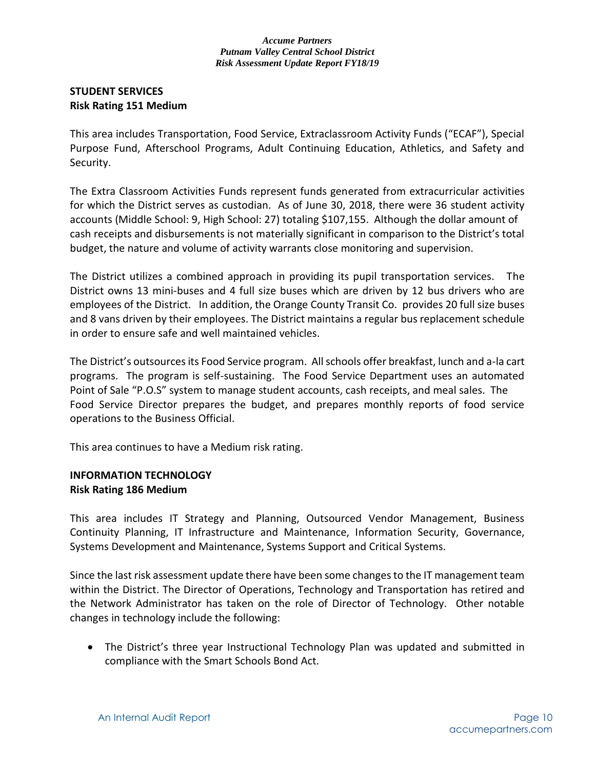## STUDENT SERVICES
**Risk Rating 151 Medium**

This area includes Transportation, Food Service, Extraclassroom Activity Funds ("ECAF"), Special Purpose Fund, Afterschool Programs, Adult Continuing Education, Athletics, and Safety and Security.

The Extra Classroom Activities Funds represent funds generated from extracurricular activities for which the District serves as custodian. As of June 30, 2018, there were 36 student activity accounts (Middle School: 9, High School: 27) totaling $107,155. Although the dollar amount of cash receipts and disbursements is not materially significant in comparison to the District's total budget, the nature and volume of activity warrants close monitoring and supervision.

The District utilizes a combined approach in providing its pupil transportation services. The District owns 13 mini-buses and 4 full size buses which are driven by 12 bus drivers who are employees of the District. In addition, the Orange County Transit Co. provides 20 full size buses and 8 vans driven by their employees. The District maintains a regular bus replacement schedule in order to ensure safe and well maintained vehicles.

The District's outsources its Food Service program. All schools offer breakfast, lunch and a-la cart programs. The program is self-sustaining. The Food Service Department uses an automated Point of Sale "P.O.S" system to manage student accounts, cash receipts, and meal sales. The Food Service Director prepares the budget, and prepares monthly reports of food service operations to the Business Official.

This area continues to have a Medium risk rating.

## INFORMATION TECHNOLOGY
**Risk Rating 186 Medium**

This area includes IT Strategy and Planning, Outsourced Vendor Management, Business Continuity Planning, IT Infrastructure and Maintenance, Information Security, Governance, Systems Development and Maintenance, Systems Support and Critical Systems.

Since the last risk assessment update there have been some changes to the IT management team within the District. The Director of Operations, Technology and Transportation has retired and the Network Administrator has taken on the role of Director of Technology. Other notable changes in technology include the following:

- The District's three year Instructional Technology Plan was updated and submitted in compliance with the Smart Schools Bond Act.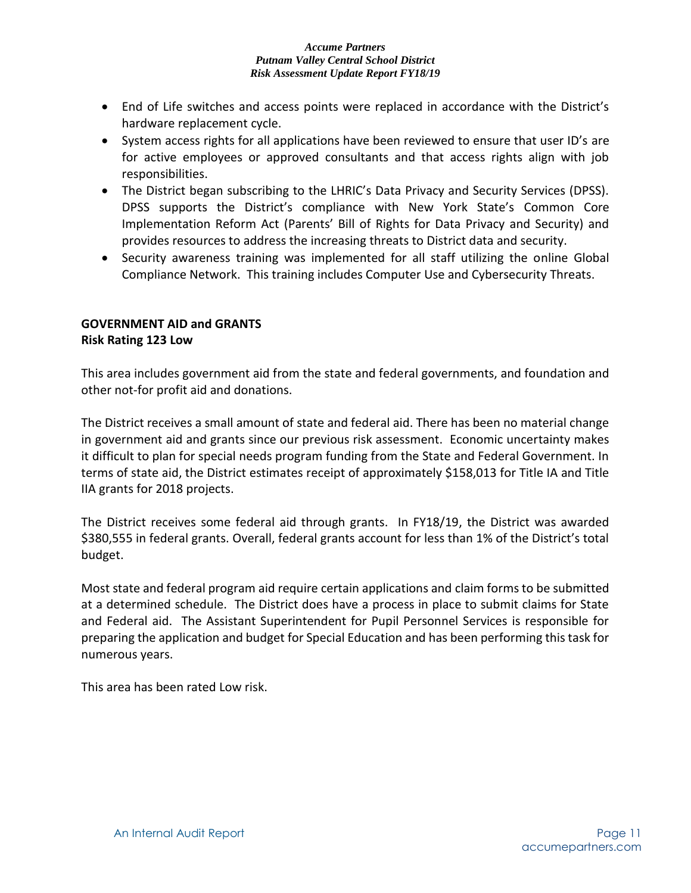- End of Life switches and access points were replaced in accordance with the District's hardware replacement cycle.
- System access rights for all applications have been reviewed to ensure that user ID's are for active employees or approved consultants and that access rights align with job responsibilities.
- The District began subscribing to the LHRIC's Data Privacy and Security Services (DPSS). DPSS supports the District's compliance with New York State's Common Core Implementation Reform Act (Parents' Bill of Rights for Data Privacy and Security) and provides resources to address the increasing threats to District data and security.
- Security awareness training was implemented for all staff utilizing the online Global Compliance Network. This training includes Computer Use and Cybersecurity Threats.

**GOVERNMENT AID and GRANTS**
**Risk Rating 123 Low**

This area includes government aid from the state and federal governments, and foundation and other not-for profit aid and donations.

The District receives a small amount of state and federal aid. There has been no material change in government aid and grants since our previous risk assessment. Economic uncertainty makes it difficult to plan for special needs program funding from the State and Federal Government. In terms of state aid, the District estimates receipt of approximately $158,013 for Title IA and Title IIA grants for 2018 projects.

The District receives some federal aid through grants. In FY18/19, the District was awarded $380,555 in federal grants. Overall, federal grants account for less than 1% of the District's total budget.

Most state and federal program aid require certain applications and claim forms to be submitted at a determined schedule. The District does have a process in place to submit claims for State and Federal aid. The Assistant Superintendent for Pupil Personnel Services is responsible for preparing the application and budget for Special Education and has been performing this task for numerous years.

This area has been rated Low risk.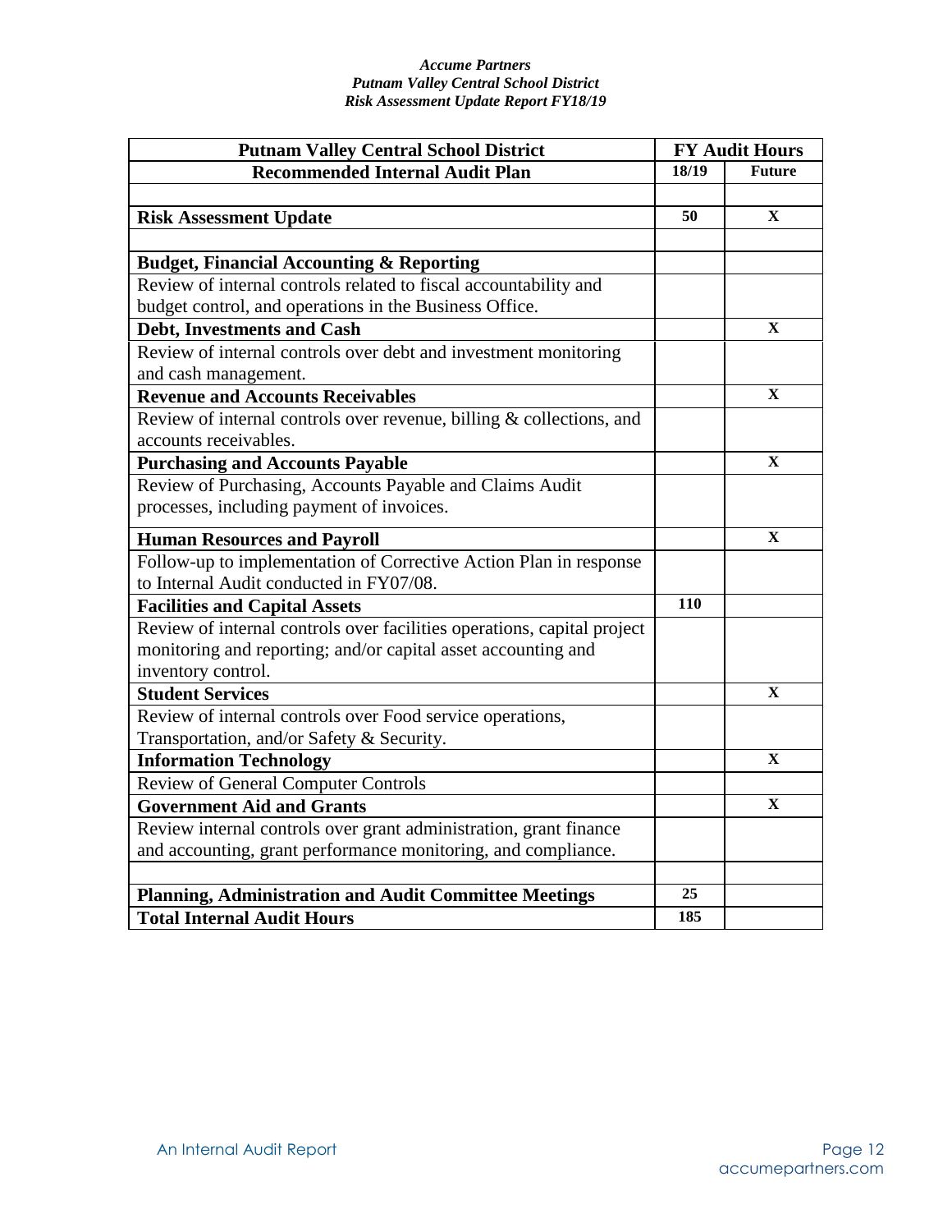| Putnam Valley Central School District | FY Audit Hours | |
|---|---|---|
| **Recommended Internal Audit Plan** | **18/19** | **Future** |
| | | |
| **Risk Assessment Update** | **50** | **X** |
| | | |
| **Budget, Financial Accounting & Reporting** | | |
| Review of internal controls related to fiscal accountability and budget control, and operations in the Business Office. | | |
| **Debt, Investments and Cash** | | **X** |
| Review of internal controls over debt and investment monitoring and cash management. | | |
| **Revenue and Accounts Receivables** | | **X** |
| Review of internal controls over revenue, billing & collections, and accounts receivables. | | |
| **Purchasing and Accounts Payable** | | **X** |
| Review of Purchasing, Accounts Payable and Claims Audit processes, including payment of invoices. | | |
| **Human Resources and Payroll** | | **X** |
| Follow-up to implementation of Corrective Action Plan in response to Internal Audit conducted in FY07/08. | | |
| **Facilities and Capital Assets** | **110** | |
| Review of internal controls over facilities operations, capital project monitoring and reporting; and/or capital asset accounting and inventory control. | | |
| **Student Services** | | **X** |
| Review of internal controls over Food service operations, Transportation, and/or Safety & Security. | | |
| **Information Technology** | | **X** |
| Review of General Computer Controls | | |
| **Government Aid and Grants** | | **X** |
| Review internal controls over grant administration, grant finance and accounting, grant performance monitoring, and compliance. | | |
| | | |
| **Planning, Administration and Audit Committee Meetings** | **25** | |
| **Total Internal Audit Hours** | **185** | |